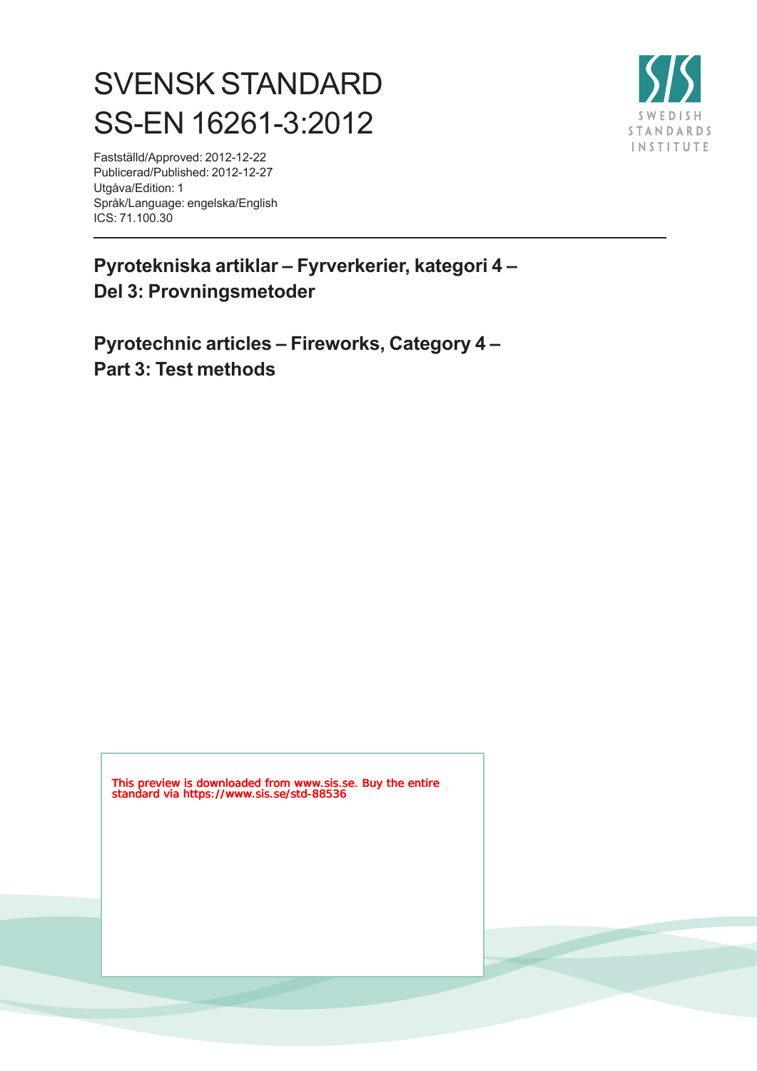# SVENSK STANDARD
# SS-EN 16261-3:2012

Fastställd/Approved: 2012-12-22
Publicerad/Published: 2012-12-27
Utgåva/Edition: 1
Språk/Language: engelska/English
ICS: 71.100.30

## Pyrotekniska artiklar – Fyrverkerier, kategori 4 – Del 3: Provningsmetoder

## Pyrotechnic articles – Fireworks, Category 4 – Part 3: Test methods

This preview is downloaded from www.sis.se. Buy the entire standard via https://www.sis.se/std-88536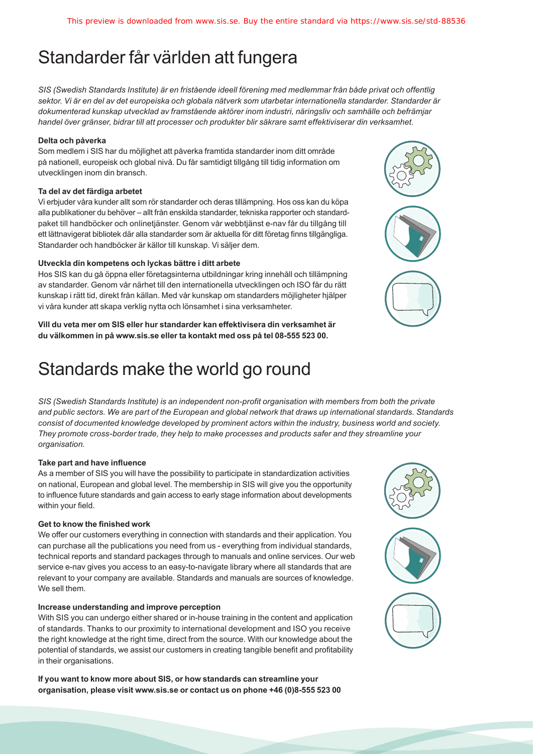# Standarder får världen att fungera

*SIS (Swedish Standards Institute) är en fristående ideell förening med medlemmar från både privat och offentlig sektor. Vi är en del av det europeiska och globala nätverk som utarbetar internationella standarder. Standarder är dokumenterad kunskap utvecklad av framstående aktörer inom industri, näringsliv och samhälle och befrämjar handel över gränser, bidrar till att processer och produkter blir säkrare samt effektiviserar din verksamhet.*

**Delta och påverka**

Som medlem i SIS har du möjlighet att påverka framtida standarder inom ditt område på nationell, europeisk och global nivå. Du får samtidigt tillgång till tidig information om utvecklingen inom din bransch.

**Ta del av det färdiga arbetet**

Vi erbjuder våra kunder allt som rör standarder och deras tillämpning. Hos oss kan du köpa alla publikationer du behöver – allt från enskilda standarder, tekniska rapporter och standardpaket till handböcker och onlinetjänster. Genom vår webbtjänst e-nav får du tillgång till ett lättnavigerat bibliotek där alla standarder som är aktuella för ditt företag finns tillgängliga. Standarder och handböcker är källor till kunskap. Vi säljer dem.

**Utveckla din kompetens och lyckas bättre i ditt arbete**

Hos SIS kan du gå öppna eller företagsinterna utbildningar kring innehåll och tillämpning av standarder. Genom vår närhet till den internationella utvecklingen och ISO får du rätt kunskap i rätt tid, direkt från källan. Med vår kunskap om standarders möjligheter hjälper vi våra kunder att skapa verklig nytta och lönsamhet i sina verksamheter.

**Vill du veta mer om SIS eller hur standarder kan effektivisera din verksamhet är du välkommen in på www.sis.se eller ta kontakt med oss på tel 08-555 523 00.**

# Standards make the world go round

*SIS (Swedish Standards Institute) is an independent non-profit organisation with members from both the private and public sectors. We are part of the European and global network that draws up international standards. Standards consist of documented knowledge developed by prominent actors within the industry, business world and society. They promote cross-border trade, they help to make processes and products safer and they streamline your organisation.*

**Take part and have influence**

As a member of SIS you will have the possibility to participate in standardization activities on national, European and global level. The membership in SIS will give you the opportunity to influence future standards and gain access to early stage information about developments within your field.

**Get to know the finished work**

We offer our customers everything in connection with standards and their application. You can purchase all the publications you need from us - everything from individual standards, technical reports and standard packages through to manuals and online services. Our web service e-nav gives you access to an easy-to-navigate library where all standards that are relevant to your company are available. Standards and manuals are sources of knowledge. We sell them.

**Increase understanding and improve perception**

With SIS you can undergo either shared or in-house training in the content and application of standards. Thanks to our proximity to international development and ISO you receive the right knowledge at the right time, direct from the source. With our knowledge about the potential of standards, we assist our customers in creating tangible benefit and profitability in their organisations.

**If you want to know more about SIS, or how standards can streamline your organisation, please visit www.sis.se or contact us on phone +46 (0)8-555 523 00**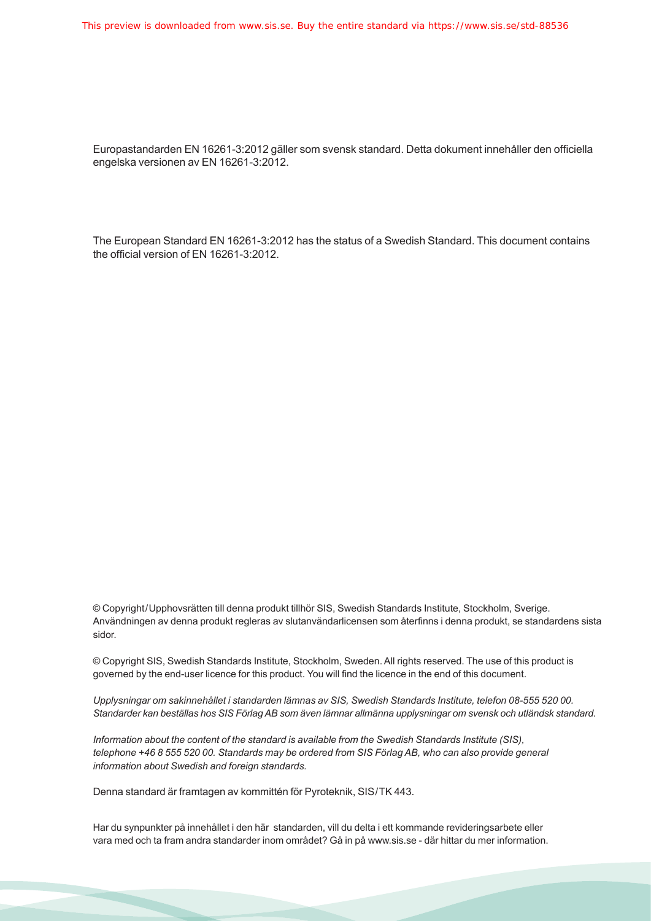Europastandarden EN 16261-3:2012 gäller som svensk standard. Detta dokument innehåller den officiella engelska versionen av EN 16261-3:2012.

The European Standard EN 16261-3:2012 has the status of a Swedish Standard. This document contains the official version of EN 16261-3:2012.

© Copyright/Upphovsrätten till denna produkt tillhör SIS, Swedish Standards Institute, Stockholm, Sverige. Användningen av denna produkt regleras av slutanvändarlicensen som återfinns i denna produkt, se standardens sista sidor.

© Copyright SIS, Swedish Standards Institute, Stockholm, Sweden. All rights reserved. The use of this product is governed by the end-user licence for this product. You will find the licence in the end of this document.

*Upplysningar om sakinnehållet i standarden lämnas av SIS, Swedish Standards Institute, telefon 08-555 520 00. Standarder kan beställas hos SIS Förlag AB som även lämnar allmänna upplysningar om svensk och utländsk standard.*

*Information about the content of the standard is available from the Swedish Standards Institute (SIS), telephone +46 8 555 520 00. Standards may be ordered from SIS Förlag AB, who can also provide general information about Swedish and foreign standards.*

Denna standard är framtagen av kommittén för Pyroteknik, SIS/TK 443.

Har du synpunkter på innehållet i den här standarden, vill du delta i ett kommande revideringsarbete eller vara med och ta fram andra standarder inom området? Gå in på www.sis.se - där hittar du mer information.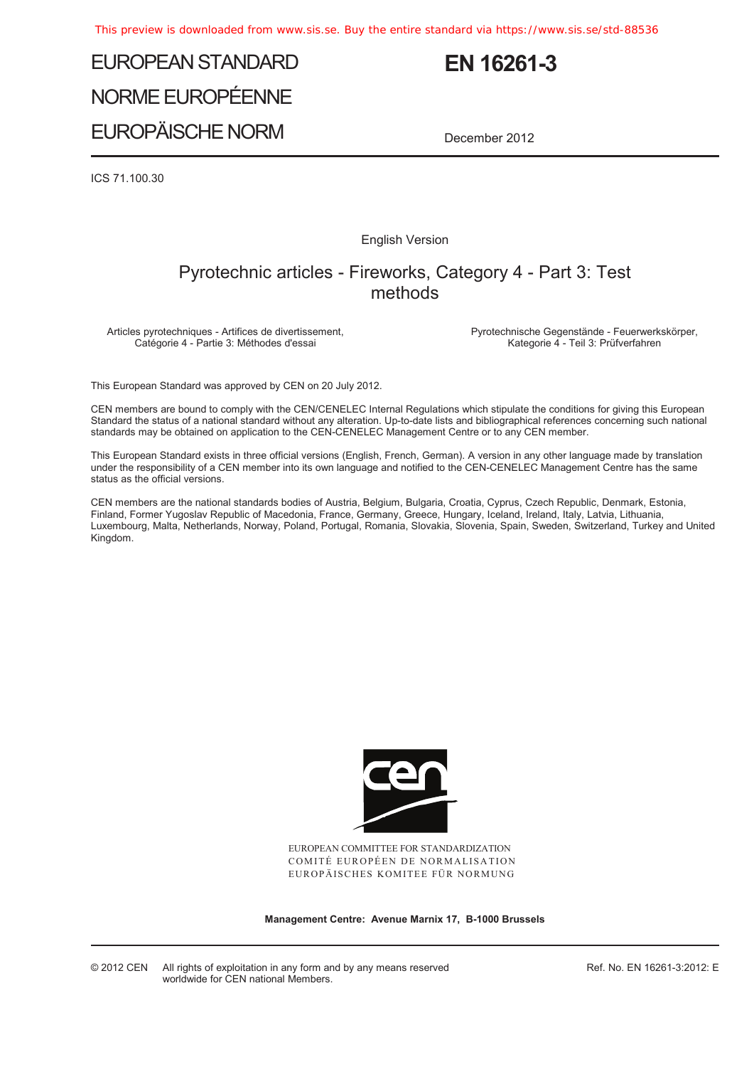# EUROPEAN STANDARD
# NORME EUROPÉENNE
# EUROPÄISCHE NORM

# EN 16261-3

December 2012

ICS 71.100.30

English Version

## Pyrotechnic articles - Fireworks, Category 4 - Part 3: Test methods

Articles pyrotechniques - Artifices de divertissement, Catégorie 4 - Partie 3: Méthodes d'essai

Pyrotechnische Gegenstände - Feuerwerkskörper, Kategorie 4 - Teil 3: Prüfverfahren

This European Standard was approved by CEN on 20 July 2012.

CEN members are bound to comply with the CEN/CENELEC Internal Regulations which stipulate the conditions for giving this European Standard the status of a national standard without any alteration. Up-to-date lists and bibliographical references concerning such national standards may be obtained on application to the CEN-CENELEC Management Centre or to any CEN member.

This European Standard exists in three official versions (English, French, German). A version in any other language made by translation under the responsibility of a CEN member into its own language and notified to the CEN-CENELEC Management Centre has the same status as the official versions.

CEN members are the national standards bodies of Austria, Belgium, Bulgaria, Croatia, Cyprus, Czech Republic, Denmark, Estonia, Finland, Former Yugoslav Republic of Macedonia, France, Germany, Greece, Hungary, Iceland, Ireland, Italy, Latvia, Lithuania, Luxembourg, Malta, Netherlands, Norway, Poland, Portugal, Romania, Slovakia, Slovenia, Spain, Sweden, Switzerland, Turkey and United Kingdom.

EUROPEAN COMMITTEE FOR STANDARDIZATION
COMITÉ EUROPÉEN DE NORMALISATION
EUROPÄISCHES KOMITEE FÜR NORMUNG

**Management Centre: Avenue Marnix 17, B-1000 Brussels**

© 2012 CEN All rights of exploitation in any form and by any means reserved worldwide for CEN national Members.

Ref. No. EN 16261-3:2012: E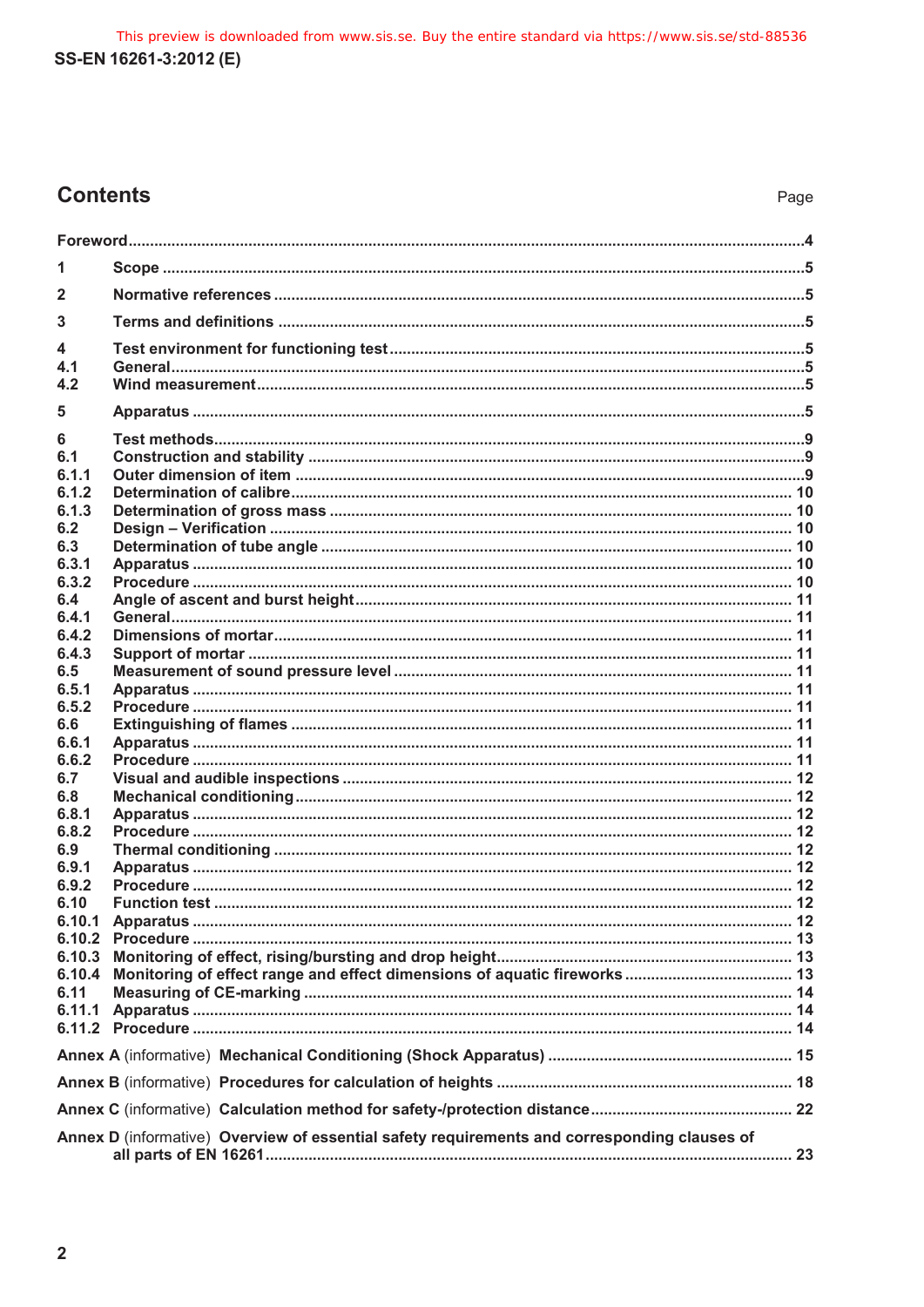# Contents

Page

| | | |
|---|---|---|
| Foreword | | 4 |
| 1 | Scope | 5 |
| 2 | Normative references | 5 |
| 3 | Terms and definitions | 5 |
| 4 | Test environment for functioning test | 5 |
| 4.1 | General | 5 |
| 4.2 | Wind measurement | 5 |
| 5 | Apparatus | 5 |
| 6 | Test methods | 9 |
| 6.1 | Construction and stability | 9 |
| 6.1.1 | Outer dimension of item | 9 |
| 6.1.2 | Determination of calibre | 10 |
| 6.1.3 | Determination of gross mass | 10 |
| 6.2 | Design – Verification | 10 |
| 6.3 | Determination of tube angle | 10 |
| 6.3.1 | Apparatus | 10 |
| 6.3.2 | Procedure | 10 |
| 6.4 | Angle of ascent and burst height | 11 |
| 6.4.1 | General | 11 |
| 6.4.2 | Dimensions of mortar | 11 |
| 6.4.3 | Support of mortar | 11 |
| 6.5 | Measurement of sound pressure level | 11 |
| 6.5.1 | Apparatus | 11 |
| 6.5.2 | Procedure | 11 |
| 6.6 | Extinguishing of flames | 11 |
| 6.6.1 | Apparatus | 11 |
| 6.6.2 | Procedure | 11 |
| 6.7 | Visual and audible inspections | 12 |
| 6.8 | Mechanical conditioning | 12 |
| 6.8.1 | Apparatus | 12 |
| 6.8.2 | Procedure | 12 |
| 6.9 | Thermal conditioning | 12 |
| 6.9.1 | Apparatus | 12 |
| 6.9.2 | Procedure | 12 |
| 6.10 | Function test | 12 |
| 6.10.1 | Apparatus | 12 |
| 6.10.2 | Procedure | 13 |
| 6.10.3 | Monitoring of effect, rising/bursting and drop height | 13 |
| 6.10.4 | Monitoring of effect range and effect dimensions of aquatic fireworks | 13 |
| 6.11 | Measuring of CE-marking | 14 |
| 6.11.1 | Apparatus | 14 |
| 6.11.2 | Procedure | 14 |
| Annex A (informative) | Mechanical Conditioning (Shock Apparatus) | 15 |
| Annex B (informative) | Procedures for calculation of heights | 18 |
| Annex C (informative) | Calculation method for safety-/protection distance | 22 |
| Annex D (informative) | Overview of essential safety requirements and corresponding clauses of all parts of EN 16261 | 23 |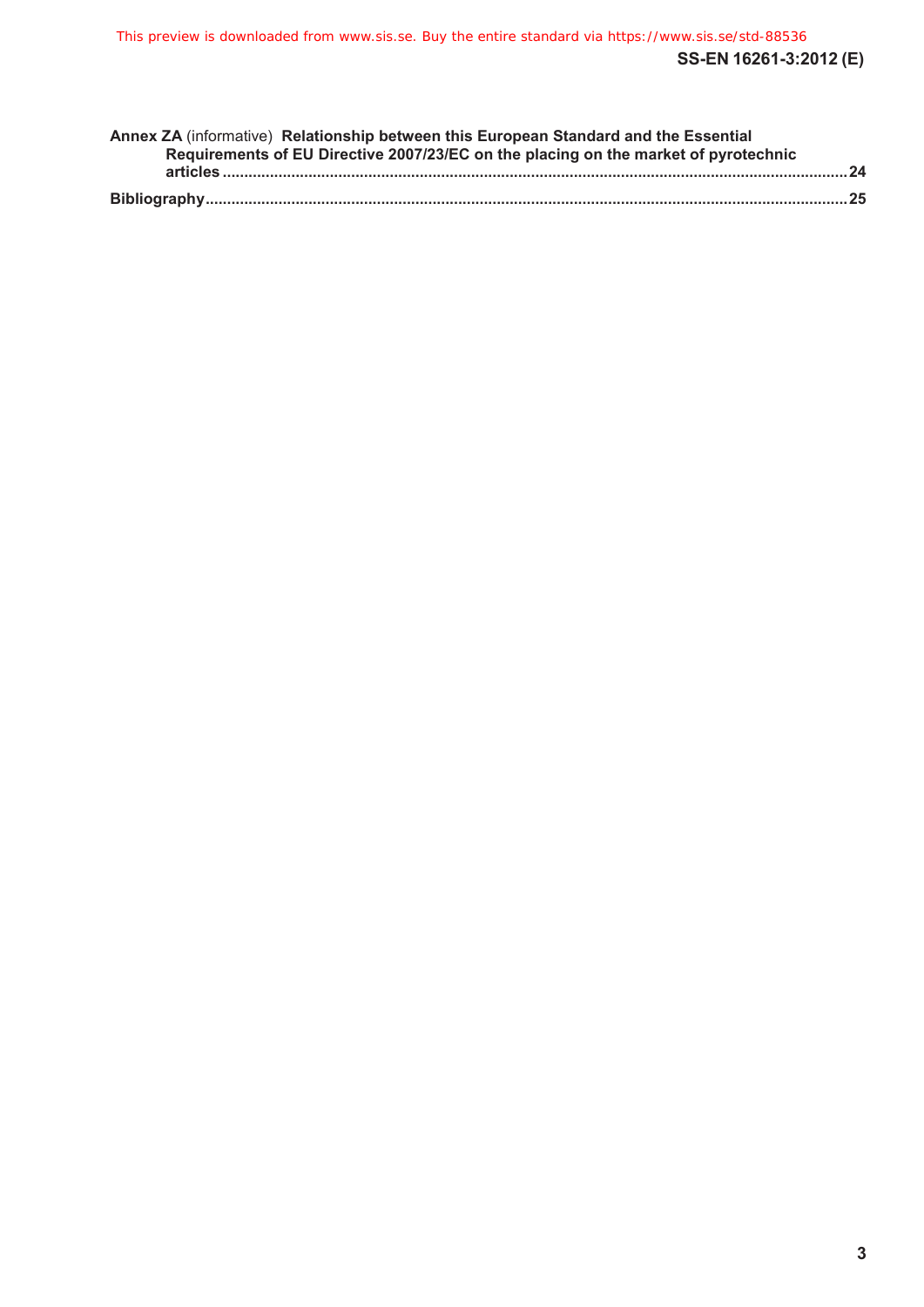**Annex ZA** (informative) **Relationship between this European Standard and the Essential Requirements of EU Directive 2007/23/EC on the placing on the market of pyrotechnic articles** ..... **24**

**Bibliography** ..... **25**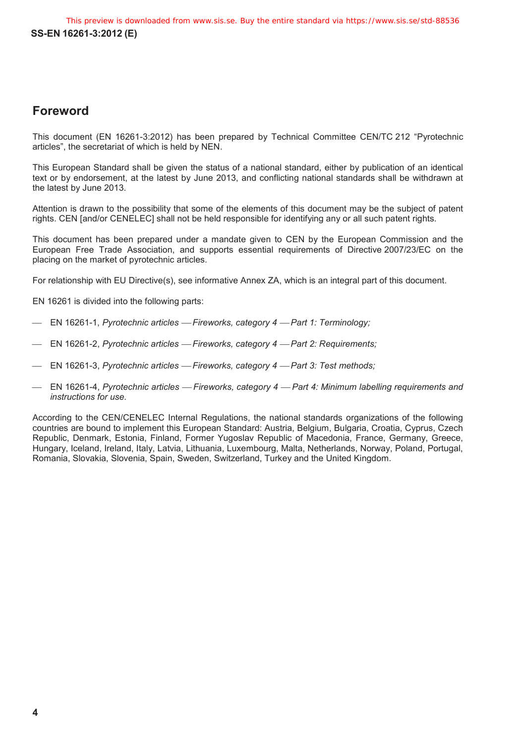## Foreword

This document (EN 16261-3:2012) has been prepared by Technical Committee CEN/TC 212 "Pyrotechnic articles", the secretariat of which is held by NEN.

This European Standard shall be given the status of a national standard, either by publication of an identical text or by endorsement, at the latest by June 2013, and conflicting national standards shall be withdrawn at the latest by June 2013.

Attention is drawn to the possibility that some of the elements of this document may be the subject of patent rights. CEN [and/or CENELEC] shall not be held responsible for identifying any or all such patent rights.

This document has been prepared under a mandate given to CEN by the European Commission and the European Free Trade Association, and supports essential requirements of Directive 2007/23/EC on the placing on the market of pyrotechnic articles.

For relationship with EU Directive(s), see informative Annex ZA, which is an integral part of this document.

EN 16261 is divided into the following parts:

- EN 16261-1, *Pyrotechnic articles — Fireworks, category 4 — Part 1: Terminology;*
- EN 16261-2, *Pyrotechnic articles — Fireworks, category 4 — Part 2: Requirements;*
- EN 16261-3, *Pyrotechnic articles — Fireworks, category 4 — Part 3: Test methods;*
- EN 16261-4, *Pyrotechnic articles — Fireworks, category 4 — Part 4: Minimum labelling requirements and instructions for use.*

According to the CEN/CENELEC Internal Regulations, the national standards organizations of the following countries are bound to implement this European Standard: Austria, Belgium, Bulgaria, Croatia, Cyprus, Czech Republic, Denmark, Estonia, Finland, Former Yugoslav Republic of Macedonia, France, Germany, Greece, Hungary, Iceland, Ireland, Italy, Latvia, Lithuania, Luxembourg, Malta, Netherlands, Norway, Poland, Portugal, Romania, Slovakia, Slovenia, Spain, Sweden, Switzerland, Turkey and the United Kingdom.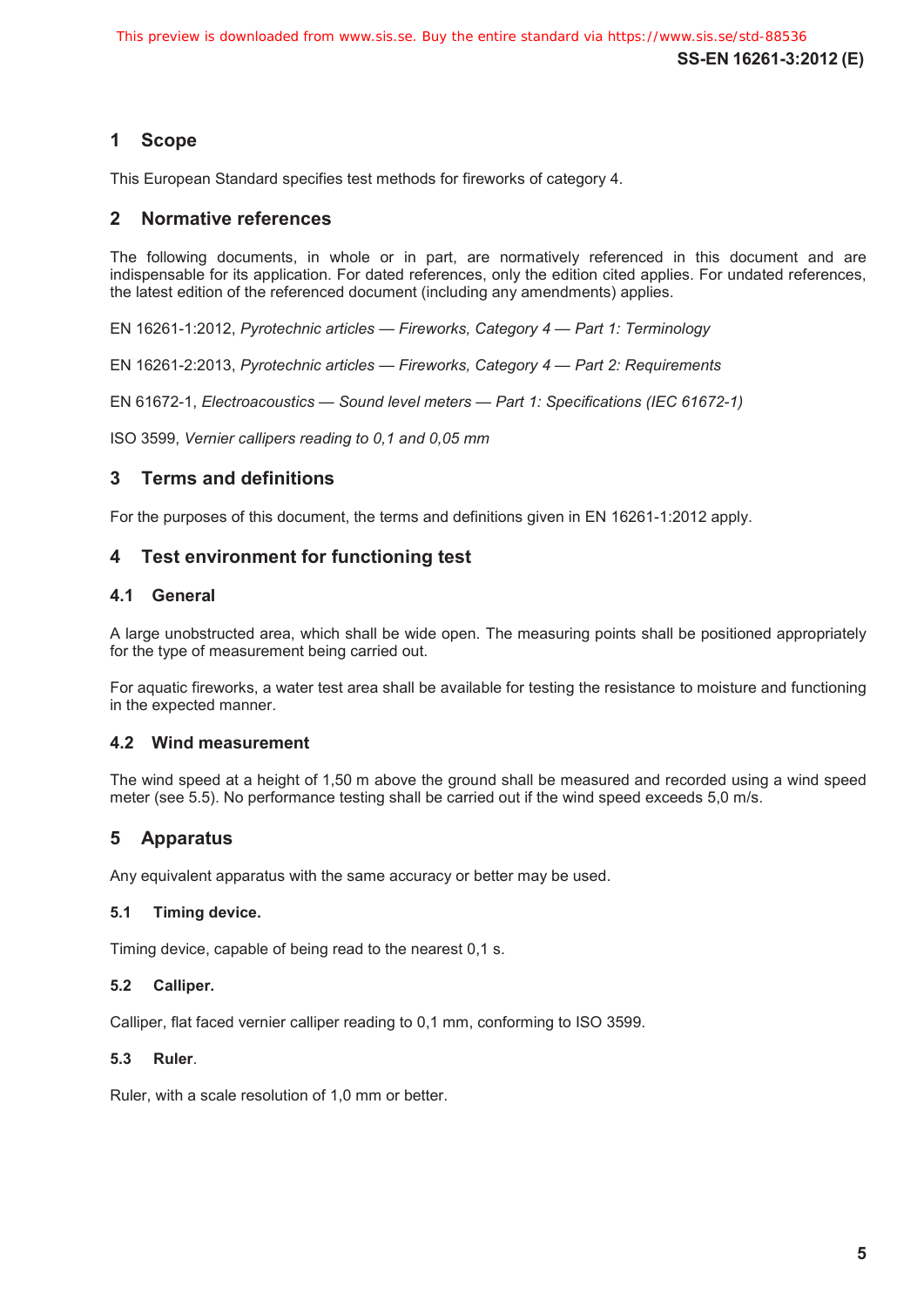## 1 Scope

This European Standard specifies test methods for fireworks of category 4.

## 2 Normative references

The following documents, in whole or in part, are normatively referenced in this document and are indispensable for its application. For dated references, only the edition cited applies. For undated references, the latest edition of the referenced document (including any amendments) applies.

EN 16261-1:2012, *Pyrotechnic articles — Fireworks, Category 4 — Part 1: Terminology*

EN 16261-2:2013, *Pyrotechnic articles — Fireworks, Category 4 — Part 2: Requirements*

EN 61672-1, *Electroacoustics — Sound level meters — Part 1: Specifications (IEC 61672-1)*

ISO 3599, *Vernier callipers reading to 0,1 and 0,05 mm*

## 3 Terms and definitions

For the purposes of this document, the terms and definitions given in EN 16261-1:2012 apply.

## 4 Test environment for functioning test

### 4.1 General

A large unobstructed area, which shall be wide open. The measuring points shall be positioned appropriately for the type of measurement being carried out.

For aquatic fireworks, a water test area shall be available for testing the resistance to moisture and functioning in the expected manner.

### 4.2 Wind measurement

The wind speed at a height of 1,50 m above the ground shall be measured and recorded using a wind speed meter (see 5.5). No performance testing shall be carried out if the wind speed exceeds 5,0 m/s.

## 5 Apparatus

Any equivalent apparatus with the same accuracy or better may be used.

#### 5.1 Timing device.

Timing device, capable of being read to the nearest 0,1 s.

#### 5.2 Calliper.

Calliper, flat faced vernier calliper reading to 0,1 mm, conforming to ISO 3599.

#### 5.3 Ruler.

Ruler, with a scale resolution of 1,0 mm or better.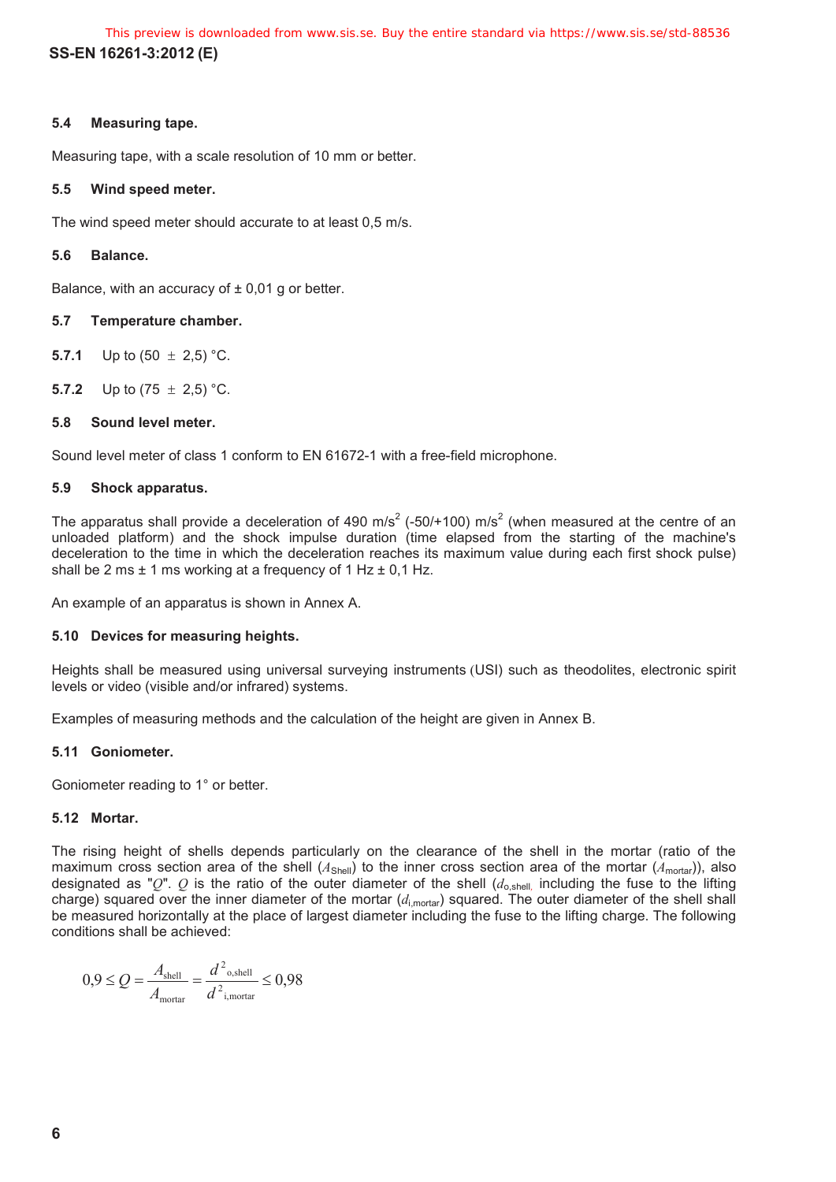### 5.4 Measuring tape.

Measuring tape, with a scale resolution of 10 mm or better.

### 5.5 Wind speed meter.

The wind speed meter should accurate to at least 0,5 m/s.

### 5.6 Balance.

Balance, with an accuracy of ± 0,01 g or better.

### 5.7 Temperature chamber.

**5.7.1** Up to (50 ± 2,5) °C.

**5.7.2** Up to (75 ± 2,5) °C.

### 5.8 Sound level meter.

Sound level meter of class 1 conform to EN 61672-1 with a free-field microphone.

### 5.9 Shock apparatus.

The apparatus shall provide a deceleration of 490 $m/s^2$ (-50/+100) $m/s^2$ (when measured at the centre of an unloaded platform) and the shock impulse duration (time elapsed from the starting of the machine's deceleration to the time in which the deceleration reaches its maximum value during each first shock pulse) shall be 2 ms ± 1 ms working at a frequency of 1 Hz ± 0,1 Hz.

An example of an apparatus is shown in Annex A.

### 5.10 Devices for measuring heights.

Heights shall be measured using universal surveying instruments (USI) such as theodolites, electronic spirit levels or video (visible and/or infrared) systems.

Examples of measuring methods and the calculation of the height are given in Annex B.

### 5.11 Goniometer.

Goniometer reading to 1° or better.

### 5.12 Mortar.

The rising height of shells depends particularly on the clearance of the shell in the mortar (ratio of the maximum cross section area of the shell ($A_{Shell}$) to the inner cross section area of the mortar ($A_{mortar}$)), also designated as "$Q$". $Q$ is the ratio of the outer diameter of the shell ($d_{o,shell}$, including the fuse to the lifting charge) squared over the inner diameter of the mortar ($d_{i,mortar}$) squared. The outer diameter of the shell shall be measured horizontally at the place of largest diameter including the fuse to the lifting charge. The following conditions shall be achieved:

$$0{,}9 \leq Q = \frac{A_{\text{shell}}}{A_{\text{mortar}}} = \frac{d^2_{\text{o,shell}}}{d^2_{\text{i,mortar}}} \leq 0{,}98$$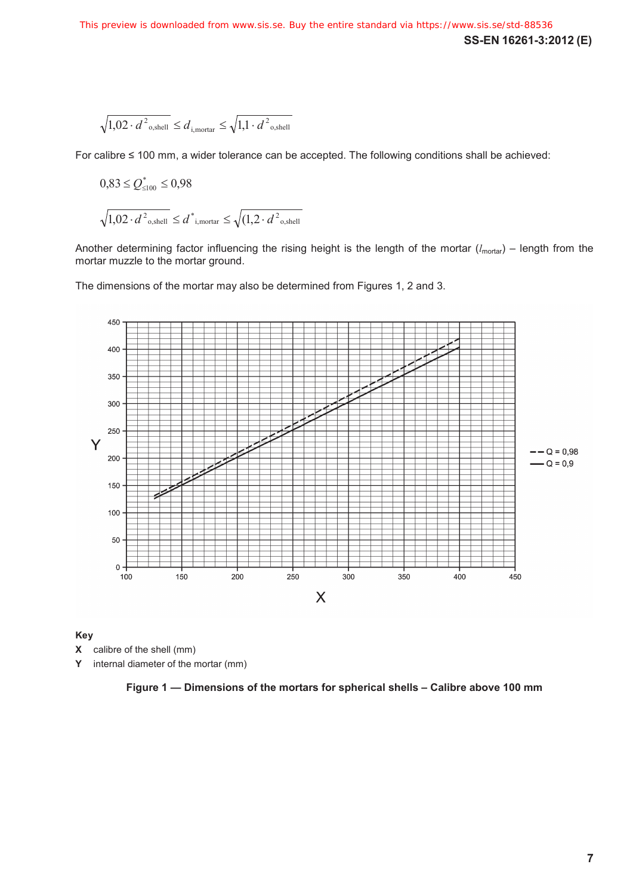$$\sqrt{1{,}02 \cdot d^2_{\text{o,shell}}} \leq d_{\text{i,mortar}} \leq \sqrt{1{,}1 \cdot d^2_{\text{o,shell}}}$$

For calibre ≤ 100 mm, a wider tolerance can be accepted. The following conditions shall be achieved:

$$0{,}83 \leq Q^*_{\leq 100} \leq 0{,}98$$

$$\sqrt{1{,}02 \cdot d^2_{\text{o,shell}}} \leq d^*_{\text{i,mortar}} \leq \sqrt{(1{,}2 \cdot d^2_{\text{o,shell}}}$$

Another determining factor influencing the rising height is the length of the mortar ($l_{\text{mortar}}$) – length from the mortar muzzle to the mortar ground.

The dimensions of the mortar may also be determined from Figures 1, 2 and 3.

Y
450
400
350
300
250
200
150
100
50
0

100
150
200
250
300
350
400
450
X

Q = 0,98
Q = 0,9

**Key**

**X** calibre of the shell (mm)

**Y** internal diameter of the mortar (mm)

**Figure 1 — Dimensions of the mortars for spherical shells – Calibre above 100 mm**